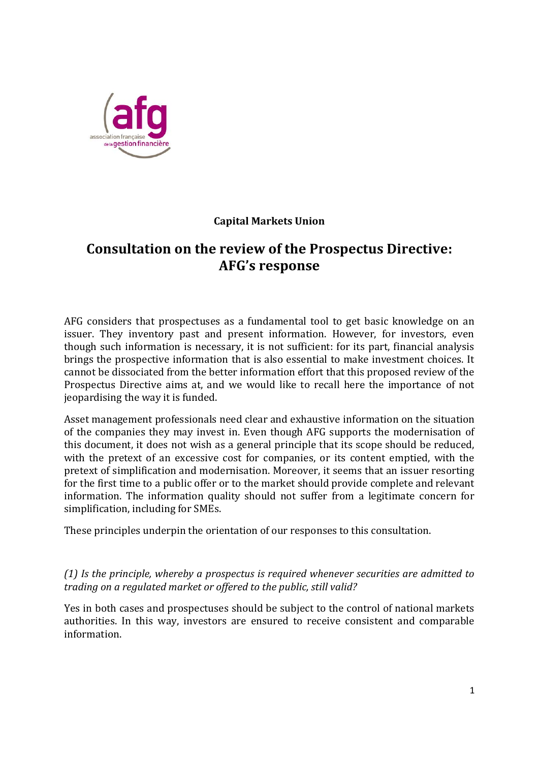**Capital Markets Union**

# Consultation on the review of the Prospectus Directive: AFG's response

AFG considers that prospectuses as a fundamental tool to get basic knowledge on an issuer. They inventory past and present information. However, for investors, even though such information is necessary, it is not sufficient: for its part, financial analysis brings the prospective information that is also essential to make investment choices. It cannot be dissociated from the better information effort that this proposed review of the Prospectus Directive aims at, and we would like to recall here the importance of not jeopardising the way it is funded.

Asset management professionals need clear and exhaustive information on the situation of the companies they may invest in. Even though AFG supports the modernisation of this document, it does not wish as a general principle that its scope should be reduced, with the pretext of an excessive cost for companies, or its content emptied, with the pretext of simplification and modernisation. Moreover, it seems that an issuer resorting for the first time to a public offer or to the market should provide complete and relevant information. The information quality should not suffer from a legitimate concern for simplification, including for SMEs.

These principles underpin the orientation of our responses to this consultation.

*(1) Is the principle, whereby a prospectus is required whenever securities are admitted to trading on a regulated market or offered to the public, still valid?*

Yes in both cases and prospectuses should be subject to the control of national markets authorities. In this way, investors are ensured to receive consistent and comparable information.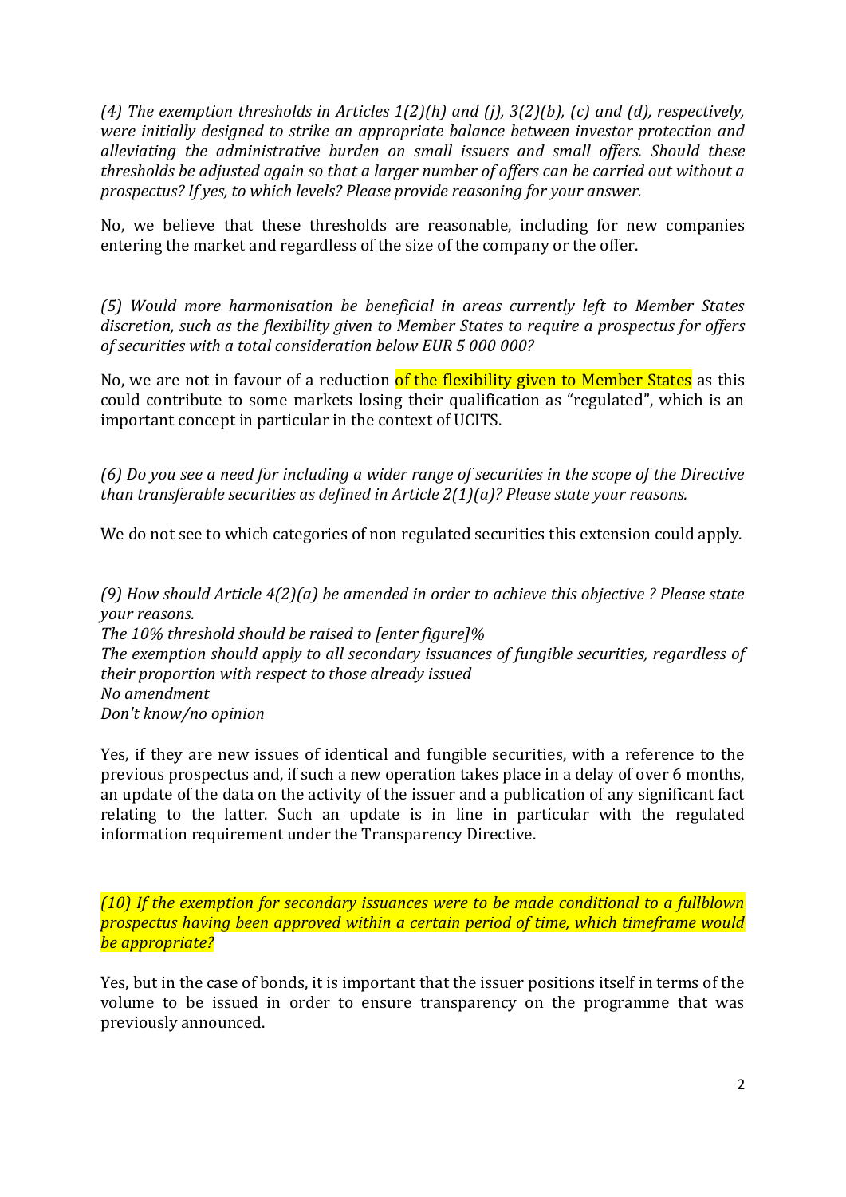*(4) The exemption thresholds in Articles 1(2)(h) and (j), 3(2)(b), (c) and (d), respectively, were initially designed to strike an appropriate balance between investor protection and alleviating the administrative burden on small issuers and small offers. Should these thresholds be adjusted again so that a larger number of offers can be carried out without a prospectus? If yes, to which levels? Please provide reasoning for your answer.*

No, we believe that these thresholds are reasonable, including for new companies entering the market and regardless of the size of the company or the offer.

*(5) Would more harmonisation be beneficial in areas currently left to Member States discretion, such as the flexibility given to Member States to require a prospectus for offers of securities with a total consideration below EUR 5 000 000?*

No, we are not in favour of a reduction of the flexibility given to Member States as this could contribute to some markets losing their qualification as "regulated", which is an important concept in particular in the context of UCITS.

*(6) Do you see a need for including a wider range of securities in the scope of the Directive than transferable securities as defined in Article 2(1)(a)? Please state your reasons.*

We do not see to which categories of non regulated securities this extension could apply.

*(9) How should Article 4(2)(a) be amended in order to achieve this objective ? Please state your reasons.*
*The 10% threshold should be raised to [enter figure]%*
*The exemption should apply to all secondary issuances of fungible securities, regardless of their proportion with respect to those already issued*
*No amendment*
*Don't know/no opinion*

Yes, if they are new issues of identical and fungible securities, with a reference to the previous prospectus and, if such a new operation takes place in a delay of over 6 months, an update of the data on the activity of the issuer and a publication of any significant fact relating to the latter. Such an update is in line in particular with the regulated information requirement under the Transparency Directive.

*(10) If the exemption for secondary issuances were to be made conditional to a fullblown prospectus having been approved within a certain period of time, which timeframe would be appropriate?*

Yes, but in the case of bonds, it is important that the issuer positions itself in terms of the volume to be issued in order to ensure transparency on the programme that was previously announced.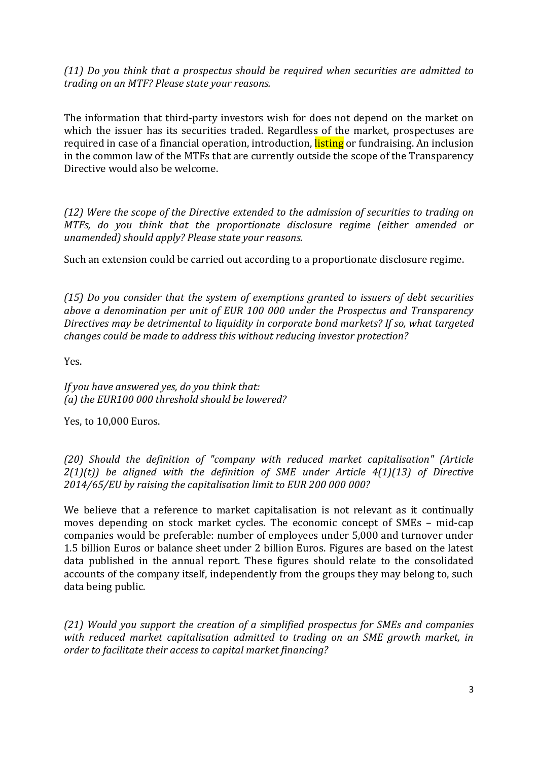*(11) Do you think that a prospectus should be required when securities are admitted to trading on an MTF? Please state your reasons.*

The information that third-party investors wish for does not depend on the market on which the issuer has its securities traded. Regardless of the market, prospectuses are required in case of a financial operation, introduction, listing or fundraising. An inclusion in the common law of the MTFs that are currently outside the scope of the Transparency Directive would also be welcome.

*(12) Were the scope of the Directive extended to the admission of securities to trading on MTFs, do you think that the proportionate disclosure regime (either amended or unamended) should apply? Please state your reasons.*

Such an extension could be carried out according to a proportionate disclosure regime.

*(15) Do you consider that the system of exemptions granted to issuers of debt securities above a denomination per unit of EUR 100 000 under the Prospectus and Transparency Directives may be detrimental to liquidity in corporate bond markets? If so, what targeted changes could be made to address this without reducing investor protection?*

Yes.

*If you have answered yes, do you think that:*
*(a) the EUR100 000 threshold should be lowered?*

Yes, to 10,000 Euros.

*(20) Should the definition of "company with reduced market capitalisation" (Article 2(1)(t)) be aligned with the definition of SME under Article 4(1)(13) of Directive 2014/65/EU by raising the capitalisation limit to EUR 200 000 000?*

We believe that a reference to market capitalisation is not relevant as it continually moves depending on stock market cycles. The economic concept of SMEs – mid-cap companies would be preferable: number of employees under 5,000 and turnover under 1.5 billion Euros or balance sheet under 2 billion Euros. Figures are based on the latest data published in the annual report. These figures should relate to the consolidated accounts of the company itself, independently from the groups they may belong to, such data being public.

*(21) Would you support the creation of a simplified prospectus for SMEs and companies with reduced market capitalisation admitted to trading on an SME growth market, in order to facilitate their access to capital market financing?*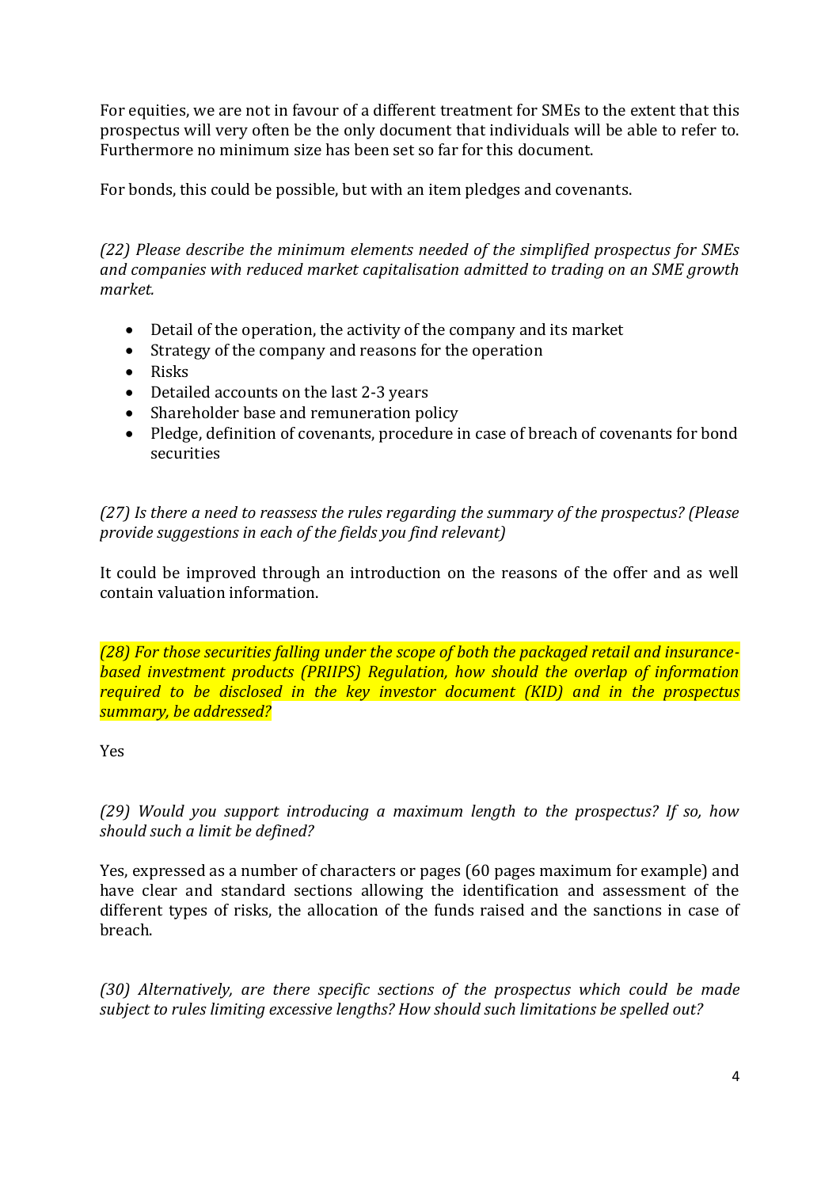For equities, we are not in favour of a different treatment for SMEs to the extent that this prospectus will very often be the only document that individuals will be able to refer to. Furthermore no minimum size has been set so far for this document.

For bonds, this could be possible, but with an item pledges and covenants.

*(22) Please describe the minimum elements needed of the simplified prospectus for SMEs and companies with reduced market capitalisation admitted to trading on an SME growth market.*

- Detail of the operation, the activity of the company and its market
- Strategy of the company and reasons for the operation
- Risks
- Detailed accounts on the last 2-3 years
- Shareholder base and remuneration policy
- Pledge, definition of covenants, procedure in case of breach of covenants for bond securities

*(27) Is there a need to reassess the rules regarding the summary of the prospectus? (Please provide suggestions in each of the fields you find relevant)*

It could be improved through an introduction on the reasons of the offer and as well contain valuation information.

*(28) For those securities falling under the scope of both the packaged retail and insurance-based investment products (PRIIPS) Regulation, how should the overlap of information required to be disclosed in the key investor document (KID) and in the prospectus summary, be addressed?*

Yes

*(29) Would you support introducing a maximum length to the prospectus? If so, how should such a limit be defined?*

Yes, expressed as a number of characters or pages (60 pages maximum for example) and have clear and standard sections allowing the identification and assessment of the different types of risks, the allocation of the funds raised and the sanctions in case of breach.

*(30) Alternatively, are there specific sections of the prospectus which could be made subject to rules limiting excessive lengths? How should such limitations be spelled out?*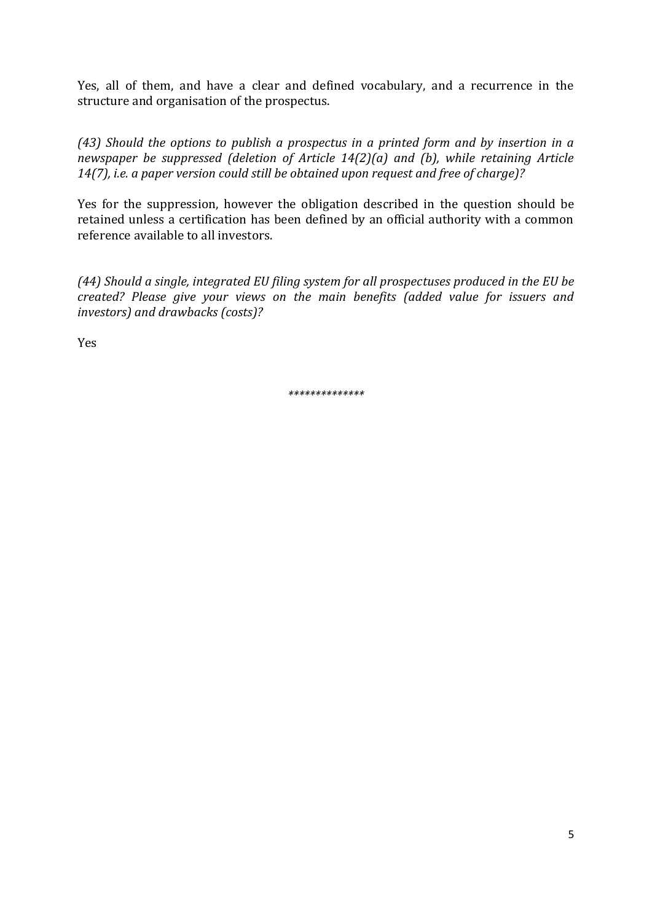Yes, all of them, and have a clear and defined vocabulary, and a recurrence in the structure and organisation of the prospectus.

*(43) Should the options to publish a prospectus in a printed form and by insertion in a newspaper be suppressed (deletion of Article 14(2)(a) and (b), while retaining Article 14(7), i.e. a paper version could still be obtained upon request and free of charge)?*

Yes for the suppression, however the obligation described in the question should be retained unless a certification has been defined by an official authority with a common reference available to all investors.

*(44) Should a single, integrated EU filing system for all prospectuses produced in the EU be created? Please give your views on the main benefits (added value for issuers and investors) and drawbacks (costs)?*

Yes

*\*\*\*\*\*\*\*\*\*\*\*\*\*\**